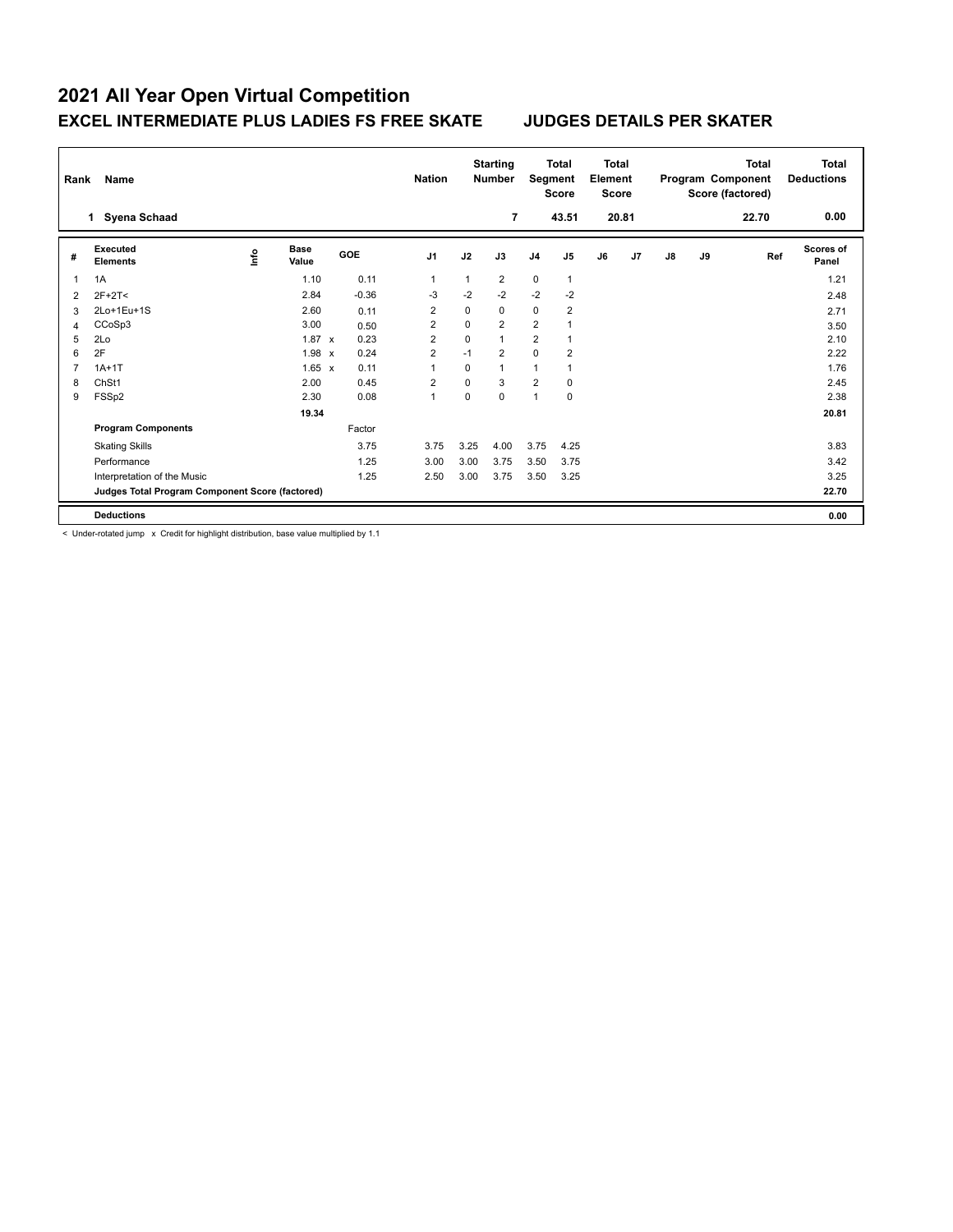# 2021 All Year Open Virtual Competition

## EXCEL INTERMEDIATE PLUS LADIES FS FREE SKATE JUDGES DETAILS PER SKATER

| Rank | Name | Nation | Starting Number | Total Segment Score | Total Element Score | Total Program Component Score (factored) | Total Deductions |
|---|---|---|---|---|---|---|---|
| 1 | Syena Schaad | | 7 | 43.51 | 20.81 | 22.70 | 0.00 |

| # | Executed Elements | Info | Base Value | | GOE | J1 | J2 | J3 | J4 | J5 | J6 | J7 | J8 | J9 | Ref | Scores of Panel |
|---|---|---|---|---|---|---|---|---|---|---|---|---|---|---|---|---|
| 1 | 1A | | 1.10 | | 0.11 | 1 | 1 | 2 | 0 | 1 | | | | | | 1.21 |
| 2 | 2F+2T< | | 2.84 | | -0.36 | -3 | -2 | -2 | -2 | -2 | | | | | | 2.48 |
| 3 | 2Lo+1Eu+1S | | 2.60 | | 0.11 | 2 | 0 | 0 | 0 | 2 | | | | | | 2.71 |
| 4 | CCoSp3 | | 3.00 | | 0.50 | 2 | 0 | 2 | 2 | 1 | | | | | | 3.50 |
| 5 | 2Lo | | 1.87 | x | 0.23 | 2 | 0 | 1 | 2 | 1 | | | | | | 2.10 |
| 6 | 2F | | 1.98 | x | 0.24 | 2 | -1 | 2 | 0 | 2 | | | | | | 2.22 |
| 7 | 1A+1T | | 1.65 | x | 0.11 | 1 | 0 | 1 | 1 | 1 | | | | | | 1.76 |
| 8 | ChSt1 | | 2.00 | | 0.45 | 2 | 0 | 3 | 2 | 0 | | | | | | 2.45 |
| 9 | FSSp2 | | 2.30 | | 0.08 | 1 | 0 | 0 | 1 | 0 | | | | | | 2.38 |
| | | | 19.34 | | | | | | | | | | | | | 20.81 |
| | **Program Components** | | | | Factor | | | | | | | | | | | |
| | Skating Skills | | | | 3.75 | 3.75 | 3.25 | 4.00 | 3.75 | 4.25 | | | | | | 3.83 |
| | Performance | | | | 1.25 | 3.00 | 3.00 | 3.75 | 3.50 | 3.75 | | | | | | 3.42 |
| | Interpretation of the Music | | | | 1.25 | 2.50 | 3.00 | 3.75 | 3.50 | 3.25 | | | | | | 3.25 |
| | **Judges Total Program Component Score (factored)** | | | | | | | | | | | | | | | 22.70 |
| | **Deductions** | | | | | | | | | | | | | | | 0.00 |

< Under-rotated jump x Credit for highlight distribution, base value multiplied by 1.1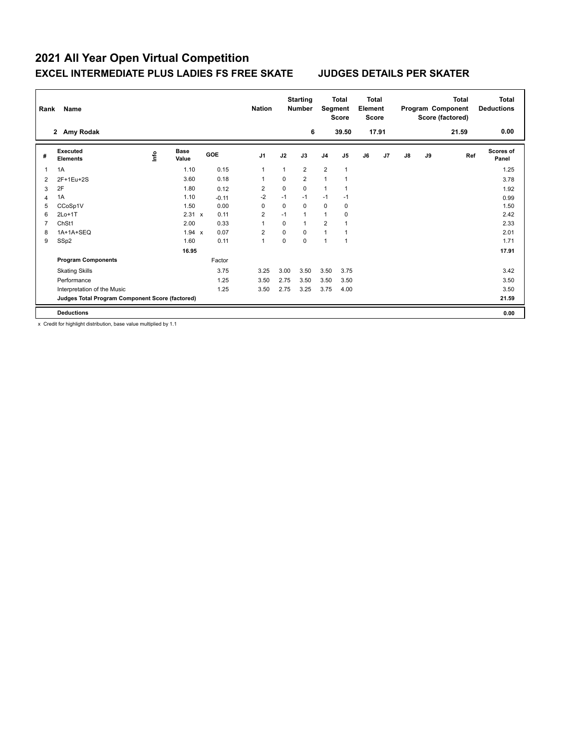# 2021 All Year Open Virtual Competition

## EXCEL INTERMEDIATE PLUS LADIES FS FREE SKATE JUDGES DETAILS PER SKATER

| Rank | Name | Nation | Starting Number | Total Segment Score | Total Element Score | Total Program Component Score (factored) | Total Deductions |
|---|---|---|---|---|---|---|---|
| 2 | Amy Rodak | | 6 | 39.50 | 17.91 | 21.59 | 0.00 |

| # | Executed Elements | Info | Base Value | | GOE | J1 | J2 | J3 | J4 | J5 | J6 | J7 | J8 | J9 | Ref | Scores of Panel |
|---|---|---|---|---|---|---|---|---|---|---|---|---|---|---|---|---|
| 1 | 1A | | 1.10 | | 0.15 | 1 | 1 | 2 | 2 | 1 | | | | | | 1.25 |
| 2 | 2F+1Eu+2S | | 3.60 | | 0.18 | 1 | 0 | 2 | 1 | 1 | | | | | | 3.78 |
| 3 | 2F | | 1.80 | | 0.12 | 2 | 0 | 0 | 1 | 1 | | | | | | 1.92 |
| 4 | 1A | | 1.10 | | -0.11 | -2 | -1 | -1 | -1 | -1 | | | | | | 0.99 |
| 5 | CCoSp1V | | 1.50 | | 0.00 | 0 | 0 | 0 | 0 | 0 | | | | | | 1.50 |
| 6 | 2Lo+1T | | 2.31 | x | 0.11 | 2 | -1 | 1 | 1 | 0 | | | | | | 2.42 |
| 7 | ChSt1 | | 2.00 | | 0.33 | 1 | 0 | 1 | 2 | 1 | | | | | | 2.33 |
| 8 | 1A+1A+SEQ | | 1.94 | x | 0.07 | 2 | 0 | 0 | 1 | 1 | | | | | | 2.01 |
| 9 | SSp2 | | 1.60 | | 0.11 | 1 | 0 | 0 | 1 | 1 | | | | | | 1.71 |
| | | | 16.95 | | | | | | | | | | | | | 17.91 |
| | **Program Components** | | | | Factor | | | | | | | | | | | |
| | Skating Skills | | | | 3.75 | 3.25 | 3.00 | 3.50 | 3.50 | 3.75 | | | | | | 3.42 |
| | Performance | | | | 1.25 | 3.50 | 2.75 | 3.50 | 3.50 | 3.50 | | | | | | 3.50 |
| | Interpretation of the Music | | | | 1.25 | 3.50 | 2.75 | 3.25 | 3.75 | 4.00 | | | | | | 3.50 |
| | **Judges Total Program Component Score (factored)** | | | | | | | | | | | | | | | 21.59 |
| | **Deductions** | | | | | | | | | | | | | | | 0.00 |

x Credit for highlight distribution, base value multiplied by 1.1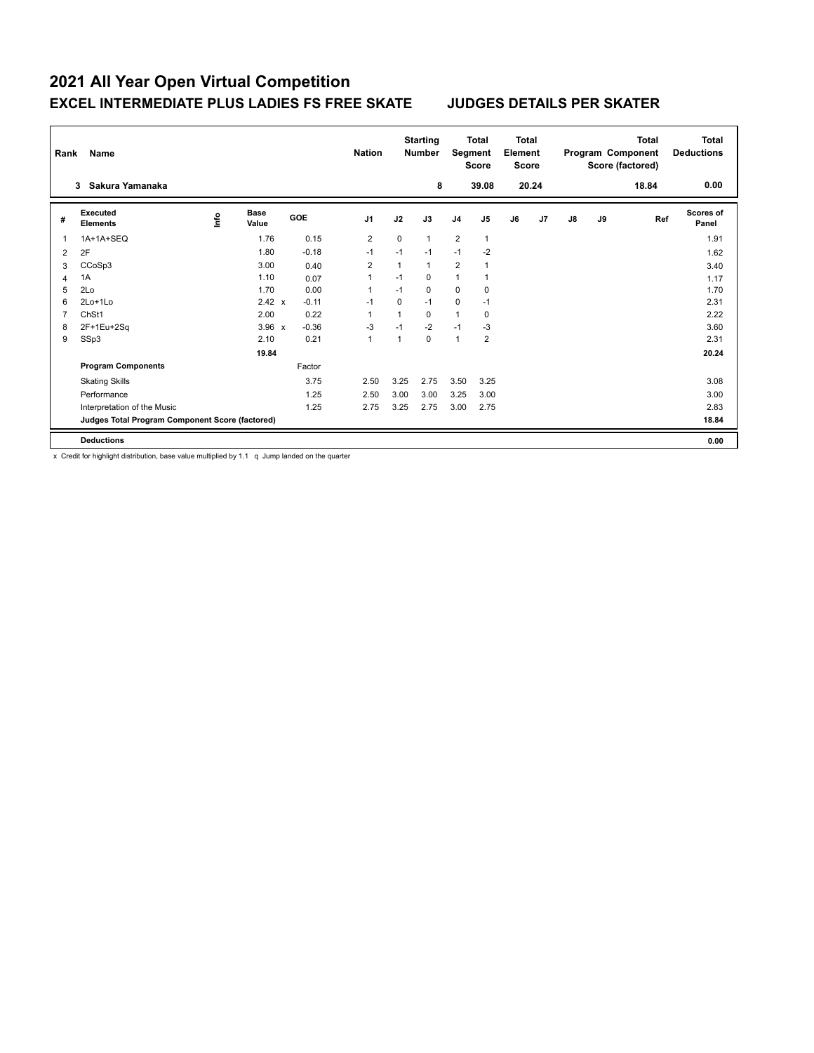# 2021 All Year Open Virtual Competition

## EXCEL INTERMEDIATE PLUS LADIES FS FREE SKATE — JUDGES DETAILS PER SKATER

| Rank | Name | Nation | Starting Number | Total Segment Score | Total Element Score | Total Program Component Score (factored) | Total Deductions |
|---|---|---|---|---|---|---|---|
| 3 | Sakura Yamanaka | | 8 | 39.08 | 20.24 | 18.84 | 0.00 |

| # | Executed Elements | Info | Base Value | | GOE | J1 | J2 | J3 | J4 | J5 | J6 | J7 | J8 | J9 | Ref | Scores of Panel |
|---|---|---|---|---|---|---|---|---|---|---|---|---|---|---|---|---|
| 1 | 1A+1A+SEQ | | 1.76 | | 0.15 | 2 | 0 | 1 | 2 | 1 | | | | | | 1.91 |
| 2 | 2F | | 1.80 | | -0.18 | -1 | -1 | -1 | -1 | -2 | | | | | | 1.62 |
| 3 | CCoSp3 | | 3.00 | | 0.40 | 2 | 1 | 1 | 2 | 1 | | | | | | 3.40 |
| 4 | 1A | | 1.10 | | 0.07 | 1 | -1 | 0 | 1 | 1 | | | | | | 1.17 |
| 5 | 2Lo | | 1.70 | | 0.00 | 1 | -1 | 0 | 0 | 0 | | | | | | 1.70 |
| 6 | 2Lo+1Lo | | 2.42 | x | -0.11 | -1 | 0 | -1 | 0 | -1 | | | | | | 2.31 |
| 7 | ChSt1 | | 2.00 | | 0.22 | 1 | 1 | 0 | 1 | 0 | | | | | | 2.22 |
| 8 | 2F+1Eu+2Sq | | 3.96 | x | -0.36 | -3 | -1 | -2 | -1 | -3 | | | | | | 3.60 |
| 9 | SSp3 | | 2.10 | | 0.21 | 1 | 1 | 0 | 1 | 2 | | | | | | 2.31 |
| | | | 19.84 | | | | | | | | | | | | | 20.24 |
| | **Program Components** | | | | Factor | | | | | | | | | | | |
| | Skating Skills | | | | 3.75 | 2.50 | 3.25 | 2.75 | 3.50 | 3.25 | | | | | | 3.08 |
| | Performance | | | | 1.25 | 2.50 | 3.00 | 3.00 | 3.25 | 3.00 | | | | | | 3.00 |
| | Interpretation of the Music | | | | 1.25 | 2.75 | 3.25 | 2.75 | 3.00 | 2.75 | | | | | | 2.83 |
| | **Judges Total Program Component Score (factored)** | | | | | | | | | | | | | | | 18.84 |
| | **Deductions** | | | | | | | | | | | | | | | 0.00 |

x Credit for highlight distribution, base value multiplied by 1.1 q Jump landed on the quarter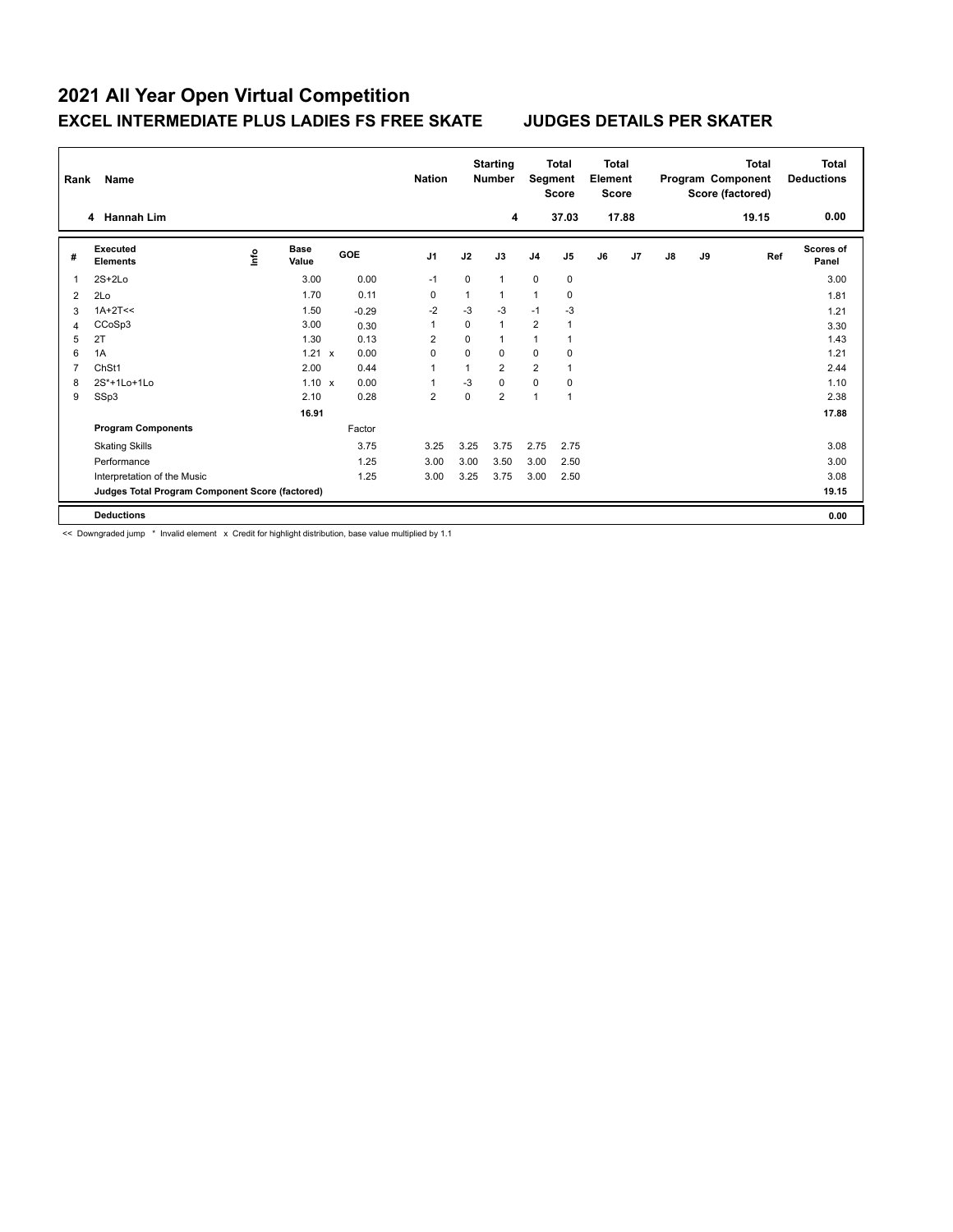# 2021 All Year Open Virtual Competition

## EXCEL INTERMEDIATE PLUS LADIES FS FREE SKATE — JUDGES DETAILS PER SKATER

| Rank | Name | Nation | Starting Number | Total Segment Score | Total Element Score | Total Program Component Score (factored) | Total Deductions |
|---|---|---|---|---|---|---|---|
| 4 | Hannah Lim | | 4 | 37.03 | 17.88 | 19.15 | 0.00 |

| # | Executed Elements | Info | Base Value | | GOE | J1 | J2 | J3 | J4 | J5 | J6 | J7 | J8 | J9 | Ref | Scores of Panel |
|---|---|---|---|---|---|---|---|---|---|---|---|---|---|---|---|---|
| 1 | 2S+2Lo | | 3.00 | | 0.00 | -1 | 0 | 1 | 0 | 0 | | | | | | 3.00 |
| 2 | 2Lo | | 1.70 | | 0.11 | 0 | 1 | 1 | 1 | 0 | | | | | | 1.81 |
| 3 | 1A+2T<< | | 1.50 | | -0.29 | -2 | -3 | -3 | -1 | -3 | | | | | | 1.21 |
| 4 | CCoSp3 | | 3.00 | | 0.30 | 1 | 0 | 1 | 2 | 1 | | | | | | 3.30 |
| 5 | 2T | | 1.30 | | 0.13 | 2 | 0 | 1 | 1 | 1 | | | | | | 1.43 |
| 6 | 1A | | 1.21 | x | 0.00 | 0 | 0 | 0 | 0 | 0 | | | | | | 1.21 |
| 7 | ChSt1 | | 2.00 | | 0.44 | 1 | 1 | 2 | 2 | 1 | | | | | | 2.44 |
| 8 | 2S*+1Lo+1Lo | | 1.10 | x | 0.00 | 1 | -3 | 0 | 0 | 0 | | | | | | 1.10 |
| 9 | SSp3 | | 2.10 | | 0.28 | 2 | 0 | 2 | 1 | 1 | | | | | | 2.38 |
| | | | 16.91 | | | | | | | | | | | | | 17.88 |
| | **Program Components** | | | | Factor | | | | | | | | | | | |
| | Skating Skills | | | | 3.75 | 3.25 | 3.25 | 3.75 | 2.75 | 2.75 | | | | | | 3.08 |
| | Performance | | | | 1.25 | 3.00 | 3.00 | 3.50 | 3.00 | 2.50 | | | | | | 3.00 |
| | Interpretation of the Music | | | | 1.25 | 3.00 | 3.25 | 3.75 | 3.00 | 2.50 | | | | | | 3.08 |
| | **Judges Total Program Component Score (factored)** | | | | | | | | | | | | | | | 19.15 |
| | **Deductions** | | | | | | | | | | | | | | | 0.00 |

<< Downgraded jump * Invalid element x Credit for highlight distribution, base value multiplied by 1.1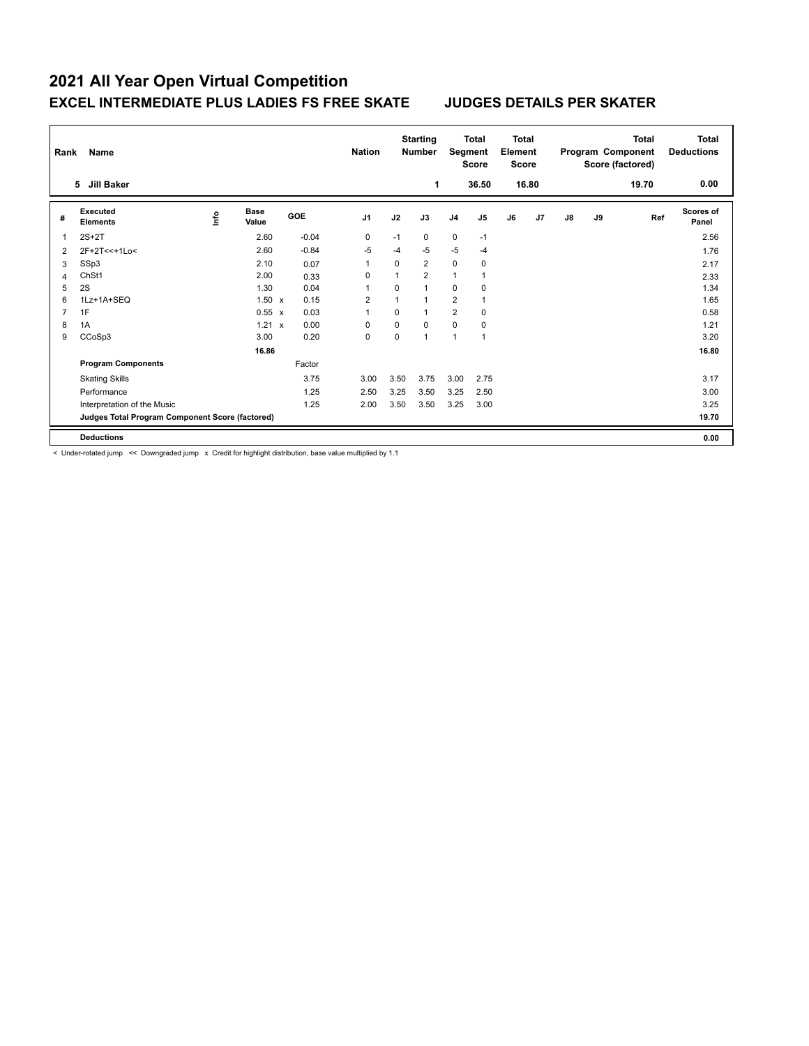# 2021 All Year Open Virtual Competition

## EXCEL INTERMEDIATE PLUS LADIES FS FREE SKATE JUDGES DETAILS PER SKATER

| Rank | Name | Nation | Starting Number | Total Segment Score | Total Element Score | Total Program Component Score (factored) | Total Deductions |
|---|---|---|---|---|---|---|---|
| 5 | Jill Baker | | 1 | 36.50 | 16.80 | 19.70 | 0.00 |

| # | Executed Elements | Info | Base Value | | GOE | J1 | J2 | J3 | J4 | J5 | J6 | J7 | J8 | J9 | Ref | Scores of Panel |
|---|---|---|---|---|---|---|---|---|---|---|---|---|---|---|---|---|
| 1 | 2S+2T | | 2.60 | | -0.04 | 0 | -1 | 0 | 0 | -1 | | | | | | 2.56 |
| 2 | 2F+2T<<+1Lo< | | 2.60 | | -0.84 | -5 | -4 | -5 | -5 | -4 | | | | | | 1.76 |
| 3 | SSp3 | | 2.10 | | 0.07 | 1 | 0 | 2 | 0 | 0 | | | | | | 2.17 |
| 4 | ChSt1 | | 2.00 | | 0.33 | 0 | 1 | 2 | 1 | 1 | | | | | | 2.33 |
| 5 | 2S | | 1.30 | | 0.04 | 1 | 0 | 1 | 0 | 0 | | | | | | 1.34 |
| 6 | 1Lz+1A+SEQ | | 1.50 | x | 0.15 | 2 | 1 | 1 | 2 | 1 | | | | | | 1.65 |
| 7 | 1F | | 0.55 | x | 0.03 | 1 | 0 | 1 | 2 | 0 | | | | | | 0.58 |
| 8 | 1A | | 1.21 | x | 0.00 | 0 | 0 | 0 | 0 | 0 | | | | | | 1.21 |
| 9 | CCoSp3 | | 3.00 | | 0.20 | 0 | 0 | 1 | 1 | 1 | | | | | | 3.20 |
| | | | 16.86 | | | | | | | | | | | | | 16.80 |
| | **Program Components** | | | | Factor | | | | | | | | | | | |
| | Skating Skills | | | | 3.75 | 3.00 | 3.50 | 3.75 | 3.00 | 2.75 | | | | | | 3.17 |
| | Performance | | | | 1.25 | 2.50 | 3.25 | 3.50 | 3.25 | 2.50 | | | | | | 3.00 |
| | Interpretation of the Music | | | | 1.25 | 2.00 | 3.50 | 3.50 | 3.25 | 3.00 | | | | | | 3.25 |
| | **Judges Total Program Component Score (factored)** | | | | | | | | | | | | | | | 19.70 |
| | **Deductions** | | | | | | | | | | | | | | | 0.00 |

< Under-rotated jump << Downgraded jump x Credit for highlight distribution, base value multiplied by 1.1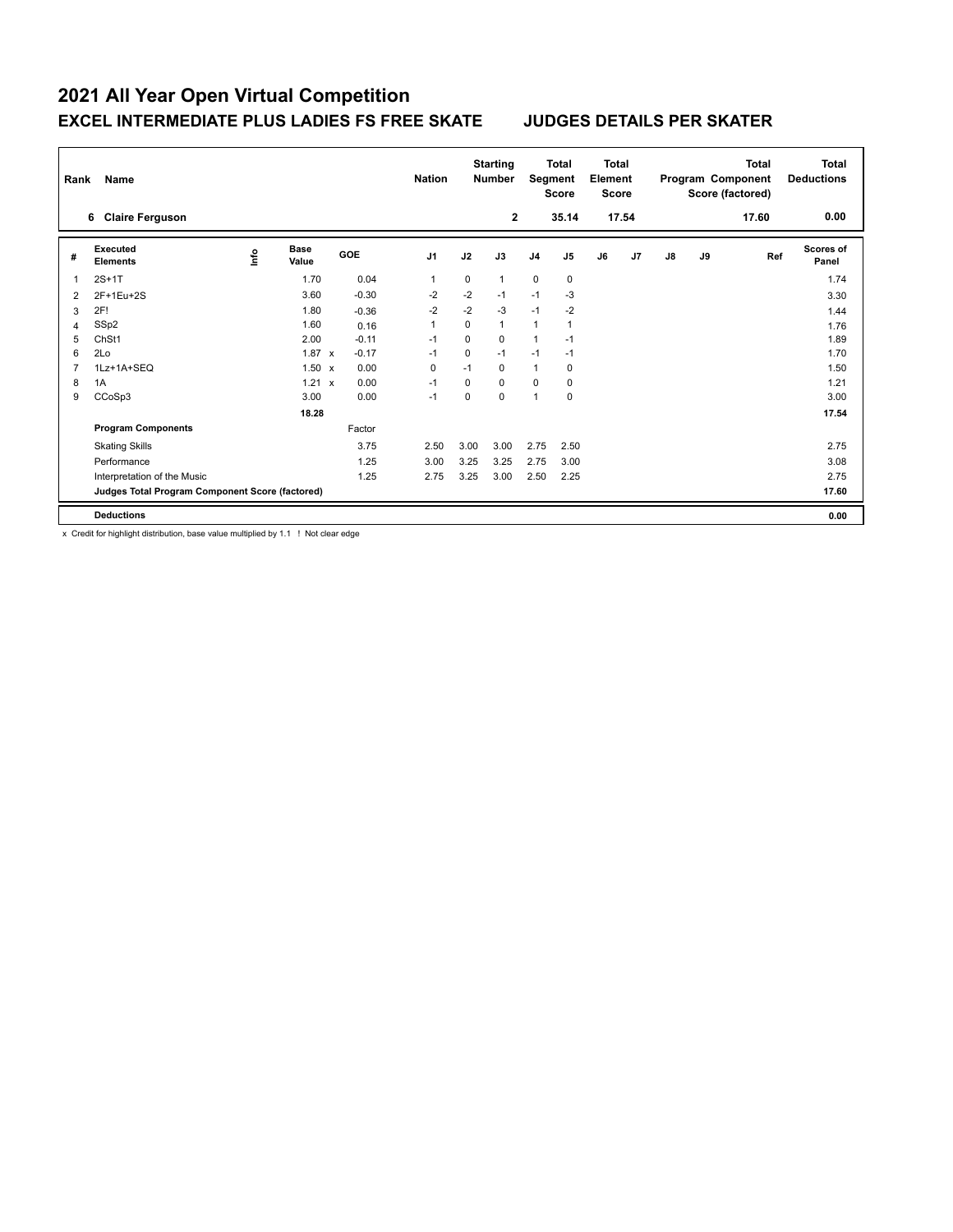# 2021 All Year Open Virtual Competition

## EXCEL INTERMEDIATE PLUS LADIES FS FREE SKATE JUDGES DETAILS PER SKATER

| Rank | Name | Nation | Starting Number | Total Segment Score | Total Element Score | Total Program Component Score (factored) | Total Deductions |
|---|---|---|---|---|---|---|---|
| 6 | Claire Ferguson | | 2 | 35.14 | 17.54 | 17.60 | 0.00 |

| # | Executed Elements | Info | Base Value | | GOE | J1 | J2 | J3 | J4 | J5 | J6 | J7 | J8 | J9 | Ref | Scores of Panel |
|---|---|---|---|---|---|---|---|---|---|---|---|---|---|---|---|---|
| 1 | 2S+1T | | 1.70 | | 0.04 | 1 | 0 | 1 | 0 | 0 | | | | | | 1.74 |
| 2 | 2F+1Eu+2S | | 3.60 | | -0.30 | -2 | -2 | -1 | -1 | -3 | | | | | | 3.30 |
| 3 | 2F! | | 1.80 | | -0.36 | -2 | -2 | -3 | -1 | -2 | | | | | | 1.44 |
| 4 | SSp2 | | 1.60 | | 0.16 | 1 | 0 | 1 | 1 | 1 | | | | | | 1.76 |
| 5 | ChSt1 | | 2.00 | | -0.11 | -1 | 0 | 0 | 1 | -1 | | | | | | 1.89 |
| 6 | 2Lo | | 1.87 | x | -0.17 | -1 | 0 | -1 | -1 | -1 | | | | | | 1.70 |
| 7 | 1Lz+1A+SEQ | | 1.50 | x | 0.00 | 0 | -1 | 0 | 1 | 0 | | | | | | 1.50 |
| 8 | 1A | | 1.21 | x | 0.00 | -1 | 0 | 0 | 0 | 0 | | | | | | 1.21 |
| 9 | CCoSp3 | | 3.00 | | 0.00 | -1 | 0 | 0 | 1 | 0 | | | | | | 3.00 |
| | | | 18.28 | | | | | | | | | | | | | 17.54 |
| | **Program Components** | | | | Factor | | | | | | | | | | | |
| | Skating Skills | | | | 3.75 | 2.50 | 3.00 | 3.00 | 2.75 | 2.50 | | | | | | 2.75 |
| | Performance | | | | 1.25 | 3.00 | 3.25 | 3.25 | 2.75 | 3.00 | | | | | | 3.08 |
| | Interpretation of the Music | | | | 1.25 | 2.75 | 3.25 | 3.00 | 2.50 | 2.25 | | | | | | 2.75 |
| | **Judges Total Program Component Score (factored)** | | | | | | | | | | | | | | | 17.60 |
| | **Deductions** | | | | | | | | | | | | | | | 0.00 |

x Credit for highlight distribution, base value multiplied by 1.1 ! Not clear edge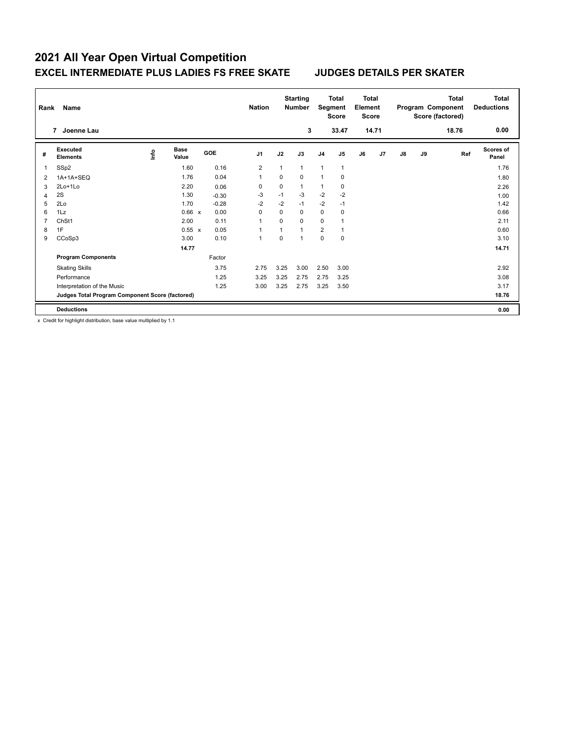# 2021 All Year Open Virtual Competition

## EXCEL INTERMEDIATE PLUS LADIES FS FREE SKATE

## JUDGES DETAILS PER SKATER

| Rank | Name | Nation | Starting Number | Total Segment Score | Total Element Score | Total Program Component Score (factored) | Total Deductions |
|---|---|---|---|---|---|---|---|
| 7 | Joenne Lau | | 3 | 33.47 | 14.71 | 18.76 | 0.00 |

| # | Executed Elements | Info | Base Value | | GOE | J1 | J2 | J3 | J4 | J5 | J6 | J7 | J8 | J9 | Ref | Scores of Panel |
|---|---|---|---|---|---|---|---|---|---|---|---|---|---|---|---|---|
| 1 | SSp2 | | 1.60 | | 0.16 | 2 | 1 | 1 | 1 | 1 | | | | | | 1.76 |
| 2 | 1A+1A+SEQ | | 1.76 | | 0.04 | 1 | 0 | 0 | 1 | 0 | | | | | | 1.80 |
| 3 | 2Lo+1Lo | | 2.20 | | 0.06 | 0 | 0 | 1 | 1 | 0 | | | | | | 2.26 |
| 4 | 2S | | 1.30 | | -0.30 | -3 | -1 | -3 | -2 | -2 | | | | | | 1.00 |
| 5 | 2Lo | | 1.70 | | -0.28 | -2 | -2 | -1 | -2 | -1 | | | | | | 1.42 |
| 6 | 1Lz | | 0.66 | x | 0.00 | 0 | 0 | 0 | 0 | 0 | | | | | | 0.66 |
| 7 | ChSt1 | | 2.00 | | 0.11 | 1 | 0 | 0 | 0 | 1 | | | | | | 2.11 |
| 8 | 1F | | 0.55 | x | 0.05 | 1 | 1 | 1 | 2 | 1 | | | | | | 0.60 |
| 9 | CCoSp3 | | 3.00 | | 0.10 | 1 | 0 | 1 | 0 | 0 | | | | | | 3.10 |
| | | | 14.77 | | | | | | | | | | | | | 14.71 |
| | **Program Components** | | | | Factor | | | | | | | | | | | |
| | Skating Skills | | | | 3.75 | 2.75 | 3.25 | 3.00 | 2.50 | 3.00 | | | | | | 2.92 |
| | Performance | | | | 1.25 | 3.25 | 3.25 | 2.75 | 2.75 | 3.25 | | | | | | 3.08 |
| | Interpretation of the Music | | | | 1.25 | 3.00 | 3.25 | 2.75 | 3.25 | 3.50 | | | | | | 3.17 |
| | **Judges Total Program Component Score (factored)** | | | | | | | | | | | | | | | 18.76 |
| | **Deductions** | | | | | | | | | | | | | | | 0.00 |

x Credit for highlight distribution, base value multiplied by 1.1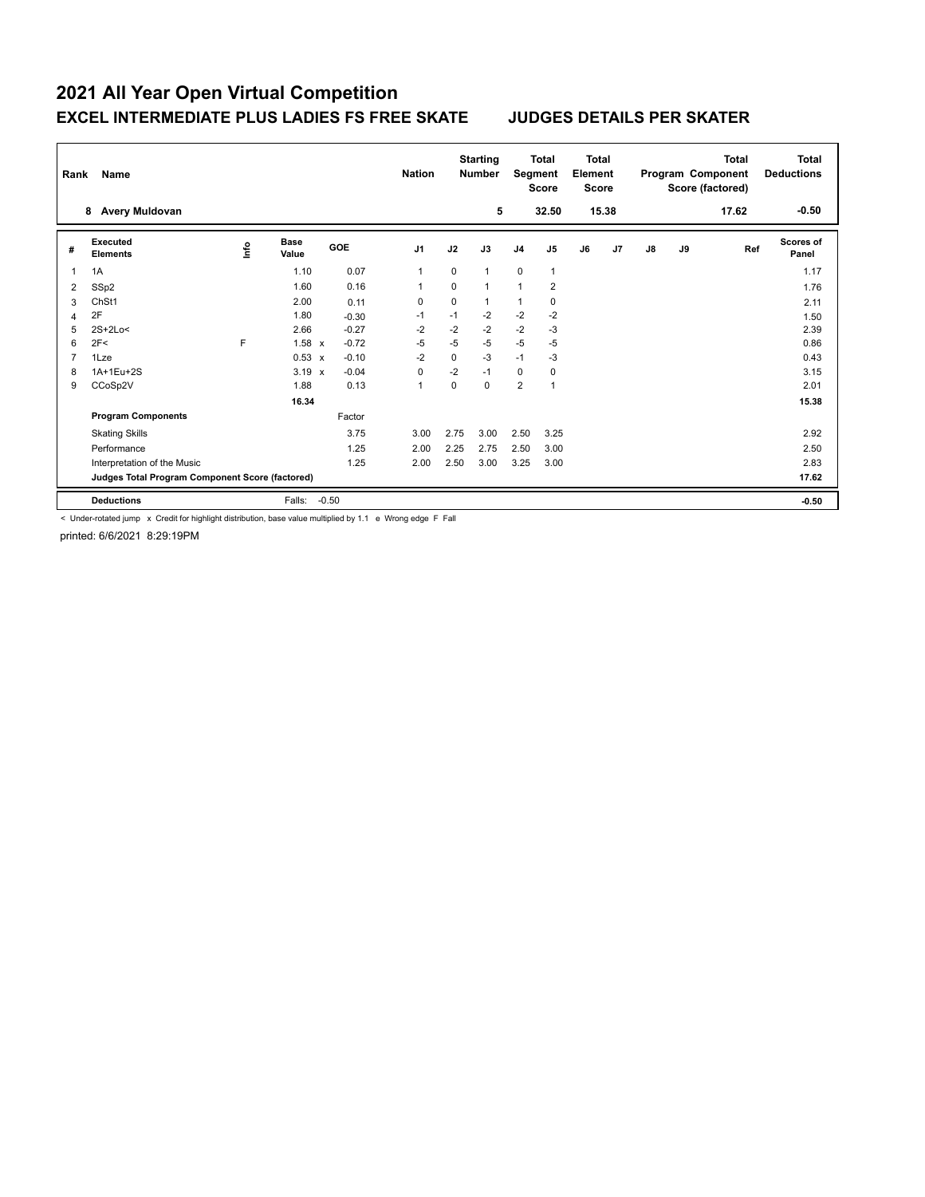# 2021 All Year Open Virtual Competition

## EXCEL INTERMEDIATE PLUS LADIES FS FREE SKATE JUDGES DETAILS PER SKATER

| Rank | Name | Nation | Starting Number | Total Segment Score | Total Element Score | Total Program Component Score (factored) | Total Deductions |
|---|---|---|---|---|---|---|---|
| 8 | Avery Muldovan | | 5 | 32.50 | 15.38 | 17.62 | -0.50 |

| # | Executed Elements | Info | Base Value | | GOE | J1 | J2 | J3 | J4 | J5 | J6 | J7 | J8 | J9 | Ref | Scores of Panel |
|---|---|---|---|---|---|---|---|---|---|---|---|---|---|---|---|---|
| 1 | 1A | | 1.10 | | 0.07 | 1 | 0 | 1 | 0 | 1 | | | | | | 1.17 |
| 2 | SSp2 | | 1.60 | | 0.16 | 1 | 0 | 1 | 1 | 2 | | | | | | 1.76 |
| 3 | ChSt1 | | 2.00 | | 0.11 | 0 | 0 | 1 | 1 | 0 | | | | | | 2.11 |
| 4 | 2F | | 1.80 | | -0.30 | -1 | -1 | -2 | -2 | -2 | | | | | | 1.50 |
| 5 | 2S+2Lo< | | 2.66 | | -0.27 | -2 | -2 | -2 | -2 | -3 | | | | | | 2.39 |
| 6 | 2F< | F | 1.58 | x | -0.72 | -5 | -5 | -5 | -5 | -5 | | | | | | 0.86 |
| 7 | 1Lze | | 0.53 | x | -0.10 | -2 | 0 | -3 | -1 | -3 | | | | | | 0.43 |
| 8 | 1A+1Eu+2S | | 3.19 | x | -0.04 | 0 | -2 | -1 | 0 | 0 | | | | | | 3.15 |
| 9 | CCoSp2V | | 1.88 | | 0.13 | 1 | 0 | 0 | 2 | 1 | | | | | | 2.01 |
| | | | 16.34 | | | | | | | | | | | | | 15.38 |
| | **Program Components** | | | | Factor | | | | | | | | | | | |
| | Skating Skills | | | | 3.75 | 3.00 | 2.75 | 3.00 | 2.50 | 3.25 | | | | | | 2.92 |
| | Performance | | | | 1.25 | 2.00 | 2.25 | 2.75 | 2.50 | 3.00 | | | | | | 2.50 |
| | Interpretation of the Music | | | | 1.25 | 2.00 | 2.50 | 3.00 | 3.25 | 3.00 | | | | | | 2.83 |
| | **Judges Total Program Component Score (factored)** | | | | | | | | | | | | | | | 17.62 |
| | **Deductions** | | Falls: | | -0.50 | | | | | | | | | | | -0.50 |

< Under-rotated jump x Credit for highlight distribution, base value multiplied by 1.1 e Wrong edge F Fall

printed: 6/6/2021 8:29:19PM